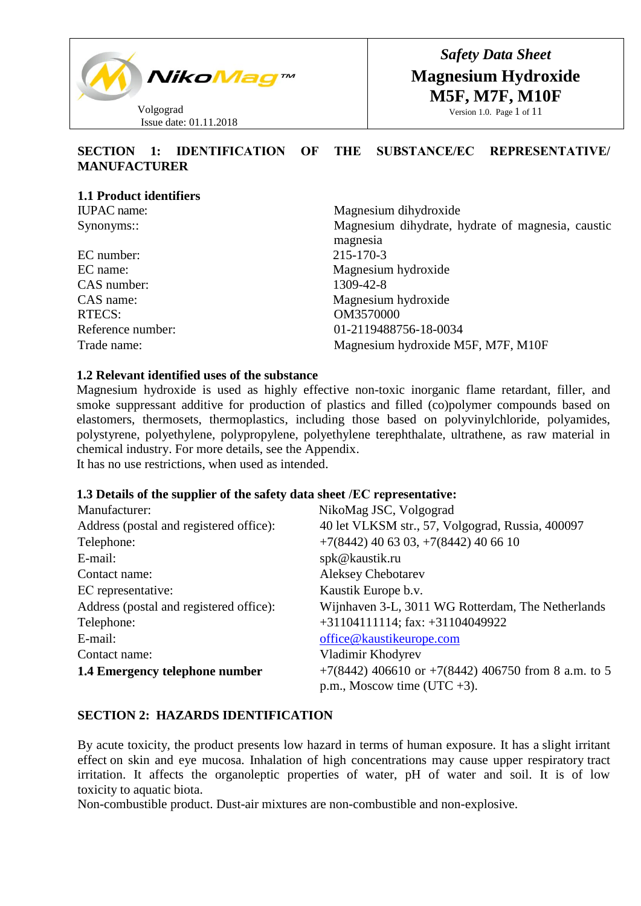NikoMag™

Volgograd
Issue date: 01.11.2018

*Safety Data Sheet*

**Magnesium Hydroxide M5F, M7F, M10F**

Version 1.0.

## SECTION 1: IDENTIFICATION OF THE SUBSTANCE/EC REPRESENTATIVE/ MANUFACTURER

### 1.1 Product identifiers

| | |
|---|---|
| IUPAC name: | Magnesium dihydroxide |
| Synonyms:: | Magnesium dihydrate, hydrate of magnesia, caustic magnesia |
| EC number: | 215-170-3 |
| EC name: | Magnesium hydroxide |
| CAS number: | 1309-42-8 |
| CAS name: | Magnesium hydroxide |
| RTECS: | OM3570000 |
| Reference number: | 01-2119488756-18-0034 |
| Trade name: | Magnesium hydroxide M5F, M7F, M10F |

### 1.2 Relevant identified uses of the substance

Magnesium hydroxide is used as highly effective non-toxic inorganic flame retardant, filler, and smoke suppressant additive for production of plastics and filled (co)polymer compounds based on elastomers, thermosets, thermoplastics, including those based on polyvinylchloride, polyamides, polystyrene, polyethylene, polypropylene, polyethylene terephthalate, ultrathene, as raw material in chemical industry. For more details, see the Appendix.

It has no use restrictions, when used as intended.

### 1.3 Details of the supplier of the safety data sheet /EC representative:

| | |
|---|---|
| Manufacturer: | NikoMag JSC, Volgograd |
| Address (postal and registered office): | 40 let VLKSM str., 57, Volgograd, Russia, 400097 |
| Telephone: | +7(8442) 40 63 03, +7(8442) 40 66 10 |
| E-mail: | spk@kaustik.ru |
| Contact name: | Aleksey Chebotarev |
| EC representative: | Kaustik Europe b.v. |
| Address (postal and registered office): | Wijnhaven 3-L, 3011 WG Rotterdam, The Netherlands |
| Telephone: | +31104111114; fax: +31104049922 |
| E-mail: | office@kaustikeurope.com |
| Contact name: | Vladimir Khodyrev |
| **1.4 Emergency telephone number** | +7(8442) 406610 or +7(8442) 406750 from 8 a.m. to 5 p.m., Moscow time (UTC +3). |

## SECTION 2: HAZARDS IDENTIFICATION

By acute toxicity, the product presents low hazard in terms of human exposure. It has a slight irritant effect on skin and eye mucosa. Inhalation of high concentrations may cause upper respiratory tract irritation. It affects the organoleptic properties of water, pH of water and soil. It is of low toxicity to aquatic biota.

Non-combustible product. Dust-air mixtures are non-combustible and non-explosive.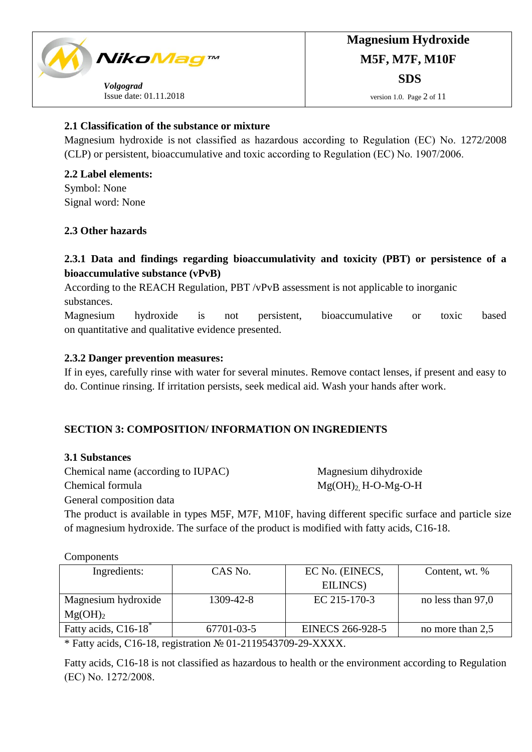### 2.1 Classification of the substance or mixture

Magnesium hydroxide is not classified as hazardous according to Regulation (EC) No. 1272/2008 (CLP) or persistent, bioaccumulative and toxic according to Regulation (EC) No. 1907/2006.

### 2.2 Label elements:

Symbol: None
Signal word: None

### 2.3 Other hazards

#### 2.3.1 Data and findings regarding bioaccumulativity and toxicity (PBT) or persistence of a bioaccumulative substance (vPvB)

According to the REACH Regulation, PBT /vPvB assessment is not applicable to inorganic substances.
Magnesium hydroxide is not persistent, bioaccumulative or toxic based on quantitative and qualitative evidence presented.

#### 2.3.2 Danger prevention measures:

If in eyes, carefully rinse with water for several minutes. Remove contact lenses, if present and easy to do. Continue rinsing. If irritation persists, seek medical aid. Wash your hands after work.

## SECTION 3: COMPOSITION/ INFORMATION ON INGREDIENTS

### 3.1 Substances

Chemical name (according to IUPAC) Magnesium dihydroxide
Chemical formula $Mg(OH)_2$, H-O-Mg-O-H
General composition data
The product is available in types M5F, M7F, M10F, having different specific surface and particle size of magnesium hydroxide. The surface of the product is modified with fatty acids, C16-18.

Components

| Ingredients: | CAS No. | EC No. (EINECS, EILINCS) | Content, wt. % |
|---|---|---|---|
| Magnesium hydroxide $Mg(OH)_2$ | 1309-42-8 | EC 215-170-3 | no less than 97,0 |
| Fatty acids, C16-18* | 67701-03-5 | EINECS 266-928-5 | no more than 2,5 |

* Fatty acids, C16-18, registration № 01-2119543709-29-XXXX.

Fatty acids, C16-18 is not classified as hazardous to health or the environment according to Regulation (EC) No. 1272/2008.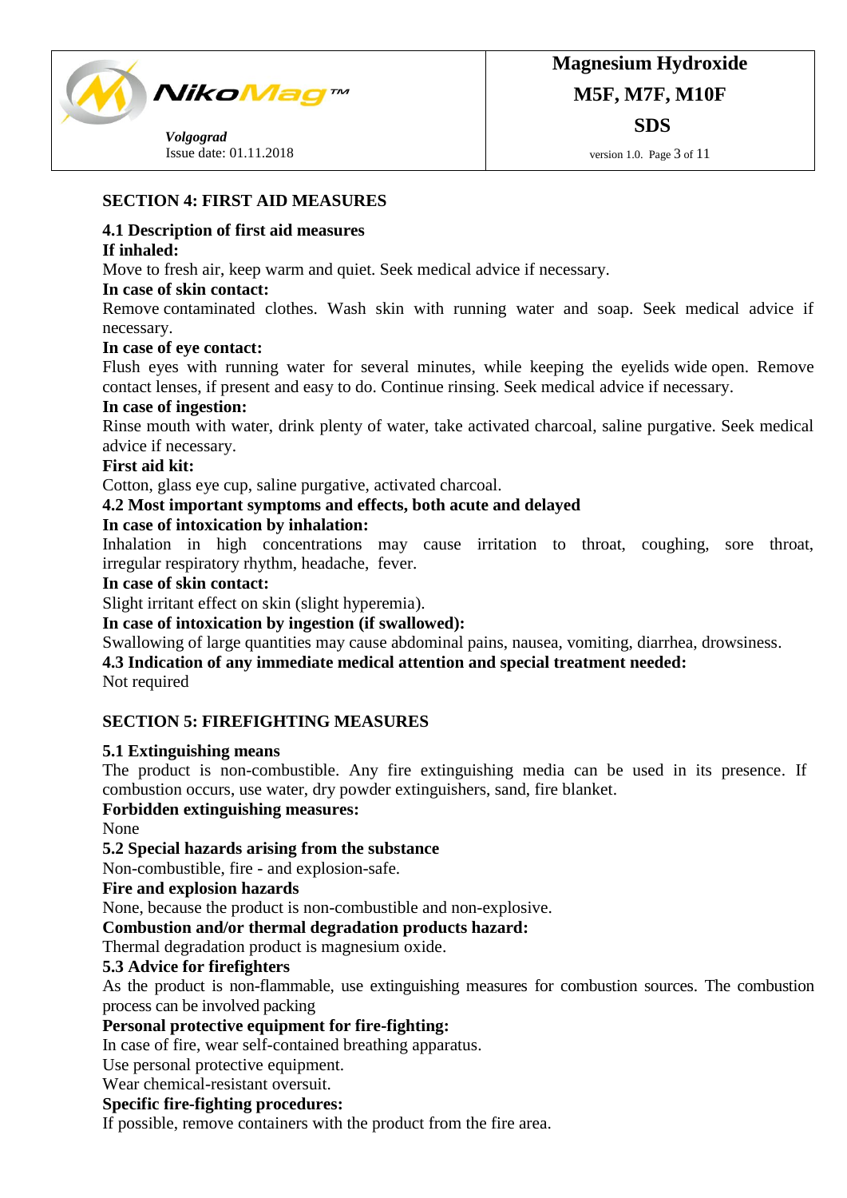## SECTION 4: FIRST AID MEASURES

### 4.1 Description of first aid measures

**If inhaled:**

Move to fresh air, keep warm and quiet. Seek medical advice if necessary.

**In case of skin contact:**

Remove contaminated clothes. Wash skin with running water and soap. Seek medical advice if necessary.

**In case of eye contact:**

Flush eyes with running water for several minutes, while keeping the eyelids wide open. Remove contact lenses, if present and easy to do. Continue rinsing. Seek medical advice if necessary.

**In case of ingestion:**

Rinse mouth with water, drink plenty of water, take activated charcoal, saline purgative. Seek medical advice if necessary.

**First aid kit:**

Cotton, glass eye cup, saline purgative, activated charcoal.

### 4.2 Most important symptoms and effects, both acute and delayed

**In case of intoxication by inhalation:**

Inhalation in high concentrations may cause irritation to throat, coughing, sore throat, irregular respiratory rhythm, headache, fever.

**In case of skin contact:**

Slight irritant effect on skin (slight hyperemia).

**In case of intoxication by ingestion (if swallowed):**

Swallowing of large quantities may cause abdominal pains, nausea, vomiting, diarrhea, drowsiness.

### 4.3 Indication of any immediate medical attention and special treatment needed:

Not required

## SECTION 5: FIREFIGHTING MEASURES

### 5.1 Extinguishing means

The product is non-combustible. Any fire extinguishing media can be used in its presence. If combustion occurs, use water, dry powder extinguishers, sand, fire blanket.

**Forbidden extinguishing measures:**

None

### 5.2 Special hazards arising from the substance

Non-combustible, fire - and explosion-safe.

**Fire and explosion hazards**

None, because the product is non-combustible and non-explosive.

**Combustion and/or thermal degradation products hazard:**

Thermal degradation product is magnesium oxide.

### 5.3 Advice for firefighters

As the product is non-flammable, use extinguishing measures for combustion sources. The combustion process can be involved packing

**Personal protective equipment for fire-fighting:**

In case of fire, wear self-contained breathing apparatus.

Use personal protective equipment.

Wear chemical-resistant oversuit.

**Specific fire-fighting procedures:**

If possible, remove containers with the product from the fire area.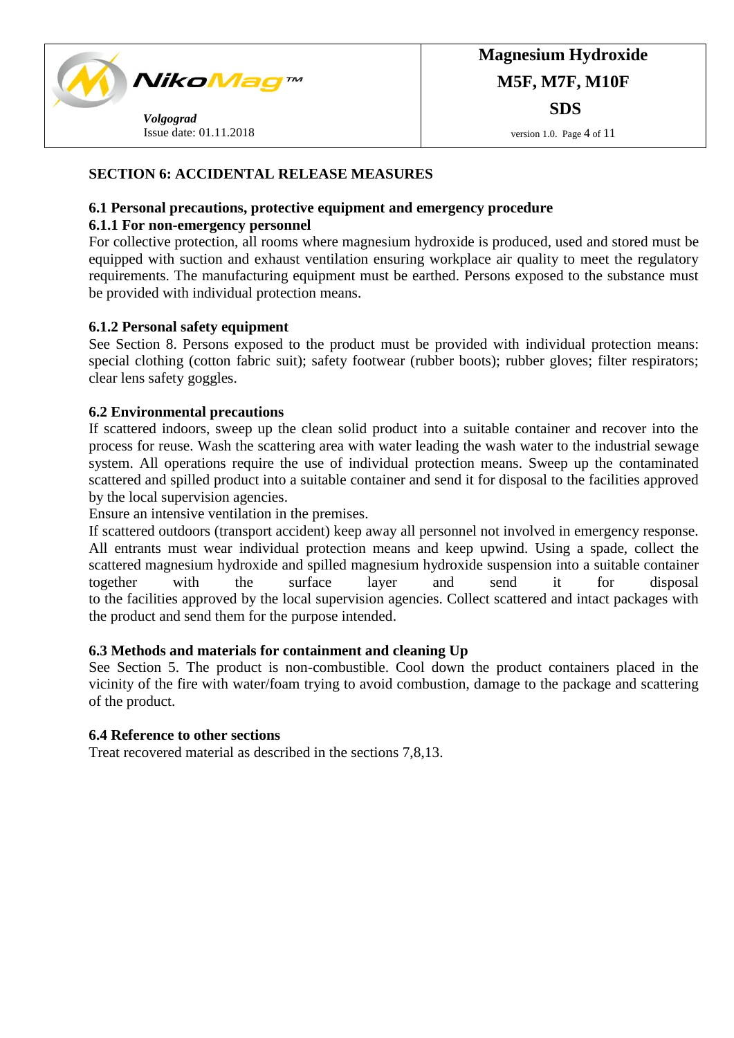## SECTION 6: ACCIDENTAL RELEASE MEASURES

### 6.1 Personal precautions, protective equipment and emergency procedure

#### 6.1.1 For non-emergency personnel

For collective protection, all rooms where magnesium hydroxide is produced, used and stored must be equipped with suction and exhaust ventilation ensuring workplace air quality to meet the regulatory requirements. The manufacturing equipment must be earthed. Persons exposed to the substance must be provided with individual protection means.

#### 6.1.2 Personal safety equipment

See Section 8. Persons exposed to the product must be provided with individual protection means: special clothing (cotton fabric suit); safety footwear (rubber boots); rubber gloves; filter respirators; clear lens safety goggles.

### 6.2 Environmental precautions

If scattered indoors, sweep up the clean solid product into a suitable container and recover into the process for reuse. Wash the scattering area with water leading the wash water to the industrial sewage system. All operations require the use of individual protection means. Sweep up the contaminated scattered and spilled product into a suitable container and send it for disposal to the facilities approved by the local supervision agencies.

Ensure an intensive ventilation in the premises.

If scattered outdoors (transport accident) keep away all personnel not involved in emergency response. All entrants must wear individual protection means and keep upwind. Using a spade, collect the scattered magnesium hydroxide and spilled magnesium hydroxide suspension into a suitable container together with the surface layer and send it for disposal to the facilities approved by the local supervision agencies. Collect scattered and intact packages with the product and send them for the purpose intended.

### 6.3 Methods and materials for containment and cleaning Up

See Section 5. The product is non-combustible. Cool down the product containers placed in the vicinity of the fire with water/foam trying to avoid combustion, damage to the package and scattering of the product.

### 6.4 Reference to other sections

Treat recovered material as described in the sections 7,8,13.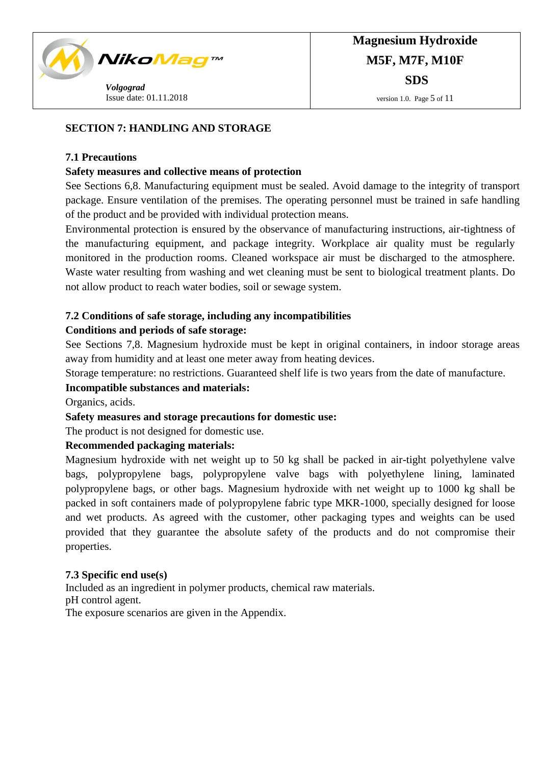## SECTION 7: HANDLING AND STORAGE

### 7.1 Precautions

**Safety measures and collective means of protection**

See Sections 6,8. Manufacturing equipment must be sealed. Avoid damage to the integrity of transport package. Ensure ventilation of the premises. The operating personnel must be trained in safe handling of the product and be provided with individual protection means.

Environmental protection is ensured by the observance of manufacturing instructions, air-tightness of the manufacturing equipment, and package integrity. Workplace air quality must be regularly monitored in the production rooms. Cleaned workspace air must be discharged to the atmosphere. Waste water resulting from washing and wet cleaning must be sent to biological treatment plants. Do not allow product to reach water bodies, soil or sewage system.

### 7.2 Conditions of safe storage, including any incompatibilities

**Conditions and periods of safe storage:**

See Sections 7,8. Magnesium hydroxide must be kept in original containers, in indoor storage areas away from humidity and at least one meter away from heating devices.

Storage temperature: no restrictions. Guaranteed shelf life is two years from the date of manufacture.

**Incompatible substances and materials:**

Organics, acids.

**Safety measures and storage precautions for domestic use:**

The product is not designed for domestic use.

**Recommended packaging materials:**

Magnesium hydroxide with net weight up to 50 kg shall be packed in air-tight polyethylene valve bags, polypropylene bags, polypropylene valve bags with polyethylene lining, laminated polypropylene bags, or other bags. Magnesium hydroxide with net weight up to 1000 kg shall be packed in soft containers made of polypropylene fabric type MKR-1000, specially designed for loose and wet products. As agreed with the customer, other packaging types and weights can be used provided that they guarantee the absolute safety of the products and do not compromise their properties.

### 7.3 Specific end use(s)

Included as an ingredient in polymer products, chemical raw materials.
pH control agent.
The exposure scenarios are given in the Appendix.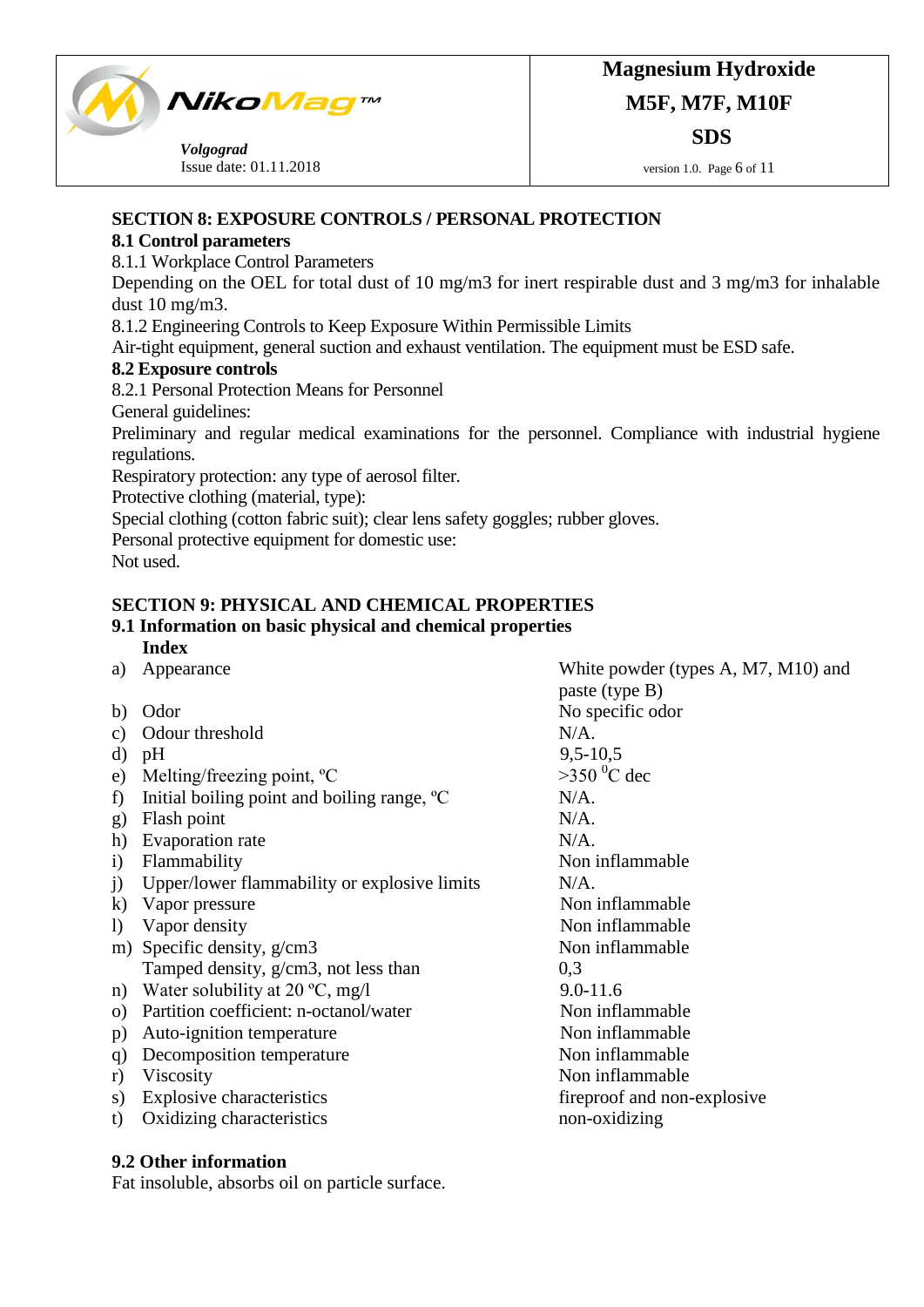## SECTION 8: EXPOSURE CONTROLS / PERSONAL PROTECTION

### 8.1 Control parameters

8.1.1 Workplace Control Parameters

Depending on the OEL for total dust of 10 mg/m3 for inert respirable dust and 3 mg/m3 for inhalable dust 10 mg/m3.

8.1.2 Engineering Controls to Keep Exposure Within Permissible Limits

Air-tight equipment, general suction and exhaust ventilation. The equipment must be ESD safe.

### 8.2 Exposure controls

8.2.1 Personal Protection Means for Personnel

General guidelines:

Preliminary and regular medical examinations for the personnel. Compliance with industrial hygiene regulations.

Respiratory protection: any type of aerosol filter.

Protective clothing (material, type):

Special clothing (cotton fabric suit); clear lens safety goggles; rubber gloves.

Personal protective equipment for domestic use:

Not used.

## SECTION 9: PHYSICAL AND CHEMICAL PROPERTIES

### 9.1 Information on basic physical and chemical properties

| | Index | |
|---|---|---|
| a) | Appearance | White powder (types A, M7, M10) and paste (type B) |
| b) | Odor | No specific odor |
| c) | Odour threshold | N/A. |
| d) | pH | 9,5-10,5 |
| e) | Melting/freezing point, ºC | >350 $^{0}$C dec |
| f) | Initial boiling point and boiling range, ºC | N/A. |
| g) | Flash point | N/A. |
| h) | Evaporation rate | N/A. |
| i) | Flammability | Non inflammable |
| j) | Upper/lower flammability or explosive limits | N/A. |
| k) | Vapor pressure | Non inflammable |
| l) | Vapor density | Non inflammable |
| m) | Specific density, g/cm3 | Non inflammable |
| | Tamped density, g/cm3, not less than | 0,3 |
| n) | Water solubility at 20 ºC, mg/l | 9.0-11.6 |
| o) | Partition coefficient: n-octanol/water | Non inflammable |
| p) | Auto-ignition temperature | Non inflammable |
| q) | Decomposition temperature | Non inflammable |
| r) | Viscosity | Non inflammable |
| s) | Explosive characteristics | fireproof and non-explosive |
| t) | Oxidizing characteristics | non-oxidizing |

### 9.2 Other information

Fat insoluble, absorbs oil on particle surface.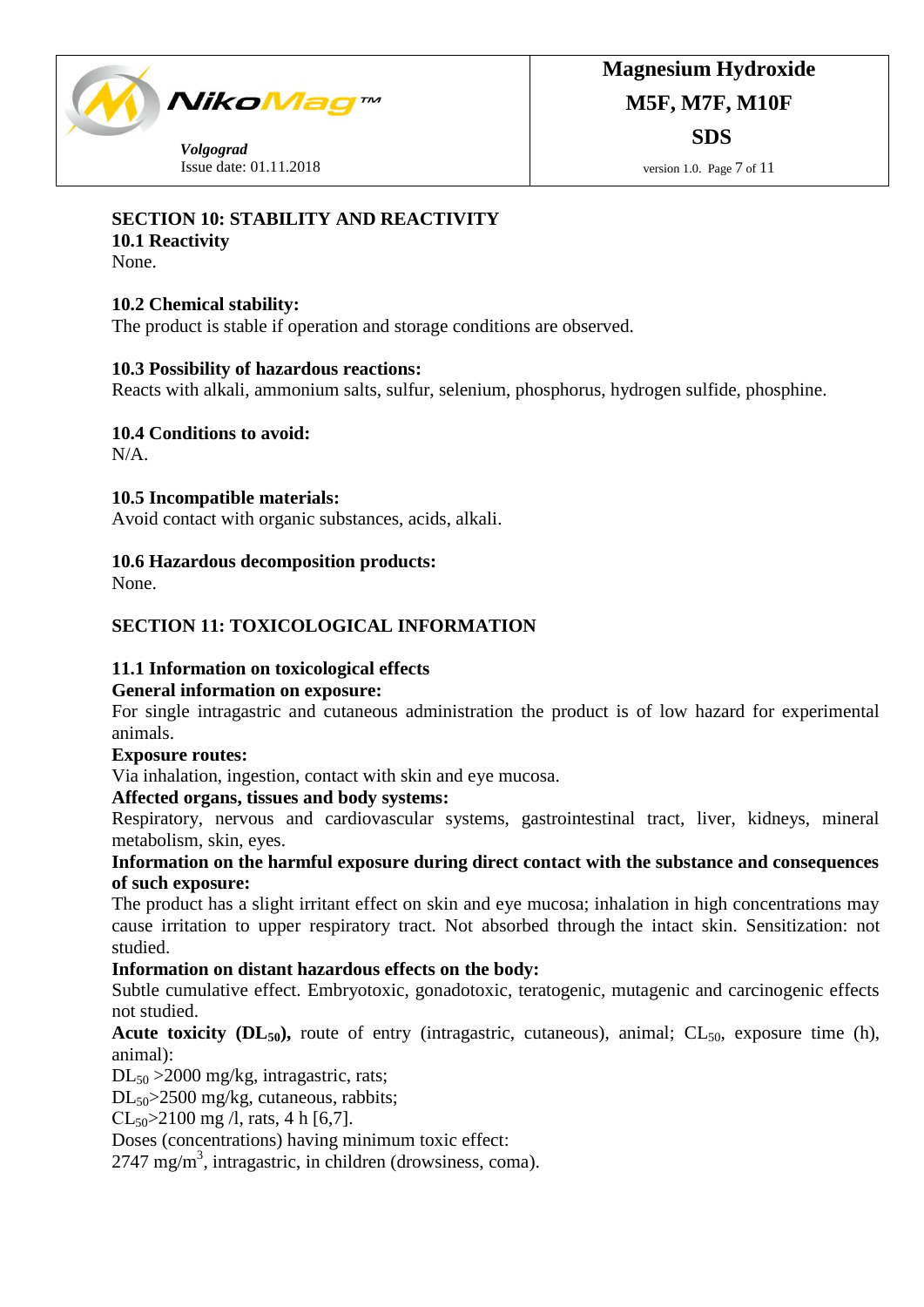## SECTION 10: STABILITY AND REACTIVITY

### 10.1 Reactivity

None.

### 10.2 Chemical stability:

The product is stable if operation and storage conditions are observed.

### 10.3 Possibility of hazardous reactions:

Reacts with alkali, ammonium salts, sulfur, selenium, phosphorus, hydrogen sulfide, phosphine.

### 10.4 Conditions to avoid:

N/A.

### 10.5 Incompatible materials:

Avoid contact with organic substances, acids, alkali.

### 10.6 Hazardous decomposition products:

None.

## SECTION 11: TOXICOLOGICAL INFORMATION

### 11.1 Information on toxicological effects

**General information on exposure:**

For single intragastric and cutaneous administration the product is of low hazard for experimental animals.

**Exposure routes:**

Via inhalation, ingestion, contact with skin and eye mucosa.

**Affected organs, tissues and body systems:**

Respiratory, nervous and cardiovascular systems, gastrointestinal tract, liver, kidneys, mineral metabolism, skin, eyes.

**Information on the harmful exposure during direct contact with the substance and consequences of such exposure:**

The product has a slight irritant effect on skin and eye mucosa; inhalation in high concentrations may cause irritation to upper respiratory tract. Not absorbed through the intact skin. Sensitization: not studied.

**Information on distant hazardous effects on the body:**

Subtle cumulative effect. Embryotoxic, gonadotoxic, teratogenic, mutagenic and carcinogenic effects not studied.

**Acute toxicity ($DL_{50}$),** route of entry (intragastric, cutaneous), animal; $CL_{50}$, exposure time (h), animal):

$DL_{50}$ >2000 mg/kg, intragastric, rats;

$DL_{50}$>2500 mg/kg, cutaneous, rabbits;

$CL_{50}$>2100 mg /l, rats, 4 h [6,7].

Doses (concentrations) having minimum toxic effect:

2747 $mg/m^3$, intragastric, in children (drowsiness, coma).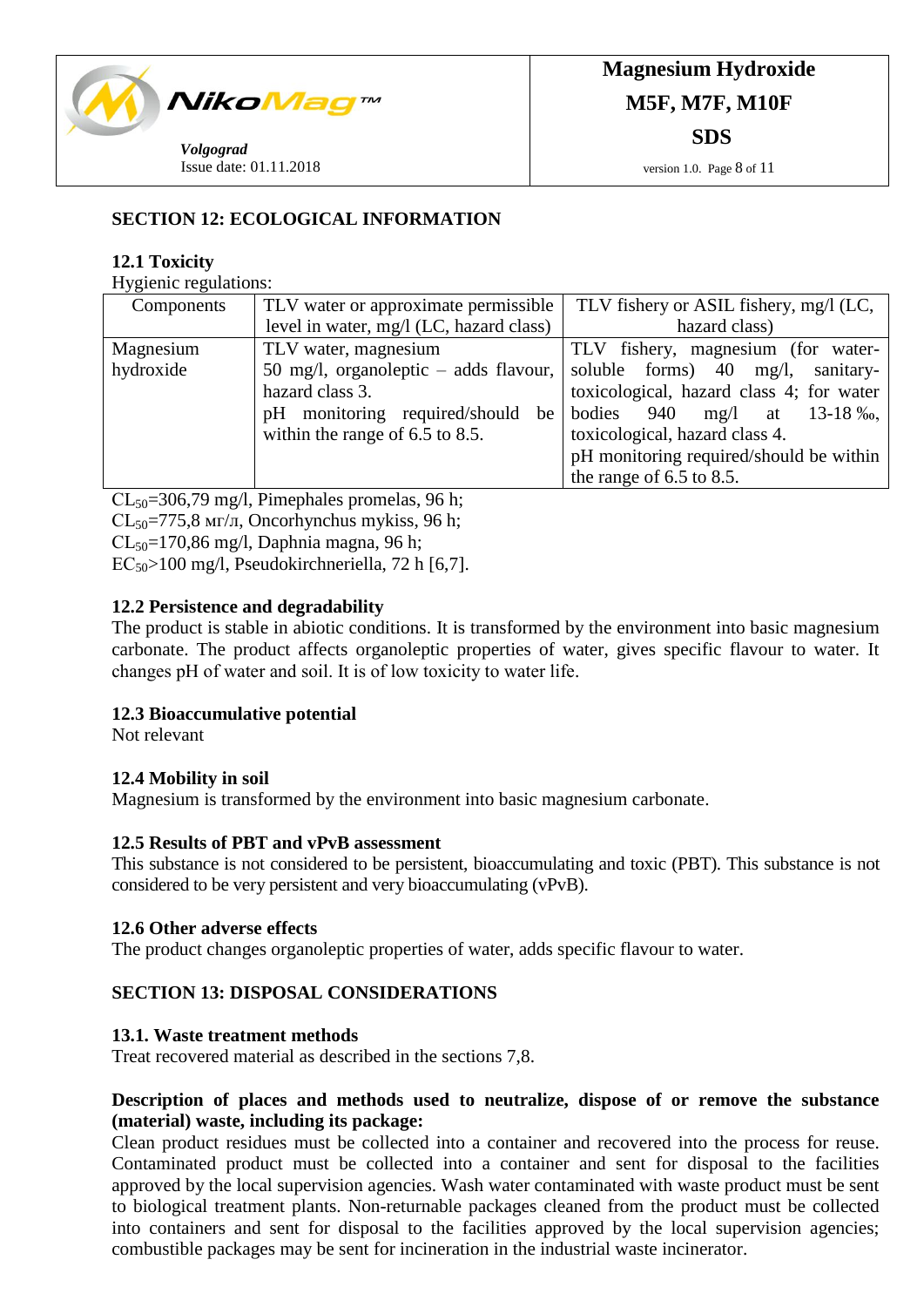## SECTION 12: ECOLOGICAL INFORMATION

### 12.1 Toxicity

Hygienic regulations:

| Components | TLV water or approximate permissible level in water, mg/l (LC, hazard class) | TLV fishery or ASIL fishery, mg/l (LC, hazard class) |
|---|---|---|
| Magnesium hydroxide | TLV water, magnesium 50 mg/l, organoleptic – adds flavour, hazard class 3. pH monitoring required/should be within the range of 6.5 to 8.5. | TLV fishery, magnesium (for water-soluble forms) 40 mg/l, sanitary-toxicological, hazard class 4; for water bodies 940 mg/l at 13-18 ‰, toxicological, hazard class 4. pH monitoring required/should be within the range of 6.5 to 8.5. |

$CL_{50}$=306,79 mg/l, Pimephales promelas, 96 h;
$CL_{50}$=775,8 мг/л, Oncorhynchus mykiss, 96 h;
$CL_{50}$=170,86 mg/l, Daphnia magna, 96 h;
$EC_{50}$>100 mg/l, Pseudokirchneriella, 72 h [6,7].

### 12.2 Persistence and degradability

The product is stable in abiotic conditions. It is transformed by the environment into basic magnesium carbonate. The product affects organoleptic properties of water, gives specific flavour to water. It changes pH of water and soil. It is of low toxicity to water life.

### 12.3 Bioaccumulative potential

Not relevant

### 12.4 Mobility in soil

Magnesium is transformed by the environment into basic magnesium carbonate.

### 12.5 Results of PBT and vPvB assessment

This substance is not considered to be persistent, bioaccumulating and toxic (PBT). This substance is not considered to be very persistent and very bioaccumulating (vPvB).

### 12.6 Other adverse effects

The product changes organoleptic properties of water, adds specific flavour to water.

## SECTION 13: DISPOSAL CONSIDERATIONS

### 13.1. Waste treatment methods

Treat recovered material as described in the sections 7,8.

**Description of places and methods used to neutralize, dispose of or remove the substance (material) waste, including its package:**

Clean product residues must be collected into a container and recovered into the process for reuse. Contaminated product must be collected into a container and sent for disposal to the facilities approved by the local supervision agencies. Wash water contaminated with waste product must be sent to biological treatment plants. Non-returnable packages cleaned from the product must be collected into containers and sent for disposal to the facilities approved by the local supervision agencies; combustible packages may be sent for incineration in the industrial waste incinerator.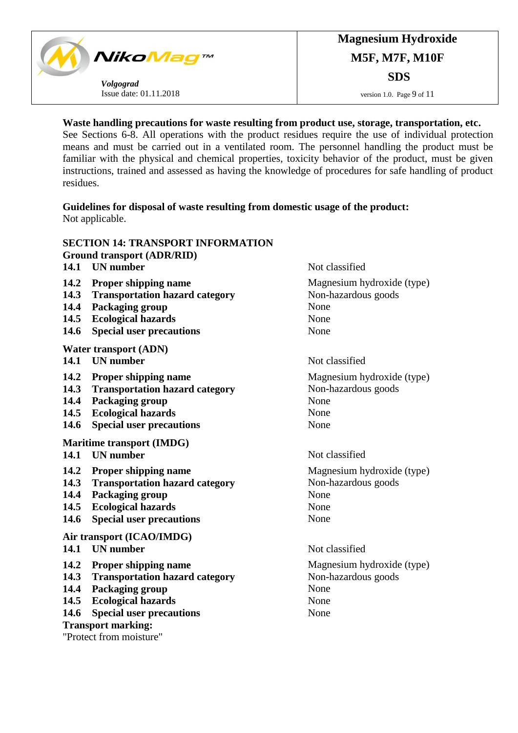**Waste handling precautions for waste resulting from product use, storage, transportation, etc.**
See Sections 6-8. All operations with the product residues require the use of individual protection means and must be carried out in a ventilated room. The personnel handling the product must be familiar with the physical and chemical properties, toxicity behavior of the product, must be given instructions, trained and assessed as having the knowledge of procedures for safe handling of product residues.

**Guidelines for disposal of waste resulting from domestic usage of the product:**
Not applicable.

## SECTION 14: TRANSPORT INFORMATION

**Ground transport (ADR/RID)**

| | | |
|---|---|---|
| **14.1** | **UN number** | Not classified |
| **14.2** | **Proper shipping name** | Magnesium hydroxide (type) |
| **14.3** | **Transportation hazard category** | Non-hazardous goods |
| **14.4** | **Packaging group** | None |
| **14.5** | **Ecological hazards** | None |
| **14.6** | **Special user precautions** | None |

**Water transport (ADN)**

| | | |
|---|---|---|
| **14.1** | **UN number** | Not classified |
| **14.2** | **Proper shipping name** | Magnesium hydroxide (type) |
| **14.3** | **Transportation hazard category** | Non-hazardous goods |
| **14.4** | **Packaging group** | None |
| **14.5** | **Ecological hazards** | None |
| **14.6** | **Special user precautions** | None |

**Maritime transport (IMDG)**

| | | |
|---|---|---|
| **14.1** | **UN number** | Not classified |
| **14.2** | **Proper shipping name** | Magnesium hydroxide (type) |
| **14.3** | **Transportation hazard category** | Non-hazardous goods |
| **14.4** | **Packaging group** | None |
| **14.5** | **Ecological hazards** | None |
| **14.6** | **Special user precautions** | None |

**Air transport (ICAO/IMDG)**

| | | |
|---|---|---|
| **14.1** | **UN number** | Not classified |
| **14.2** | **Proper shipping name** | Magnesium hydroxide (type) |
| **14.3** | **Transportation hazard category** | Non-hazardous goods |
| **14.4** | **Packaging group** | None |
| **14.5** | **Ecological hazards** | None |
| **14.6** | **Special user precautions** | None |

**Transport marking:**
"Protect from moisture"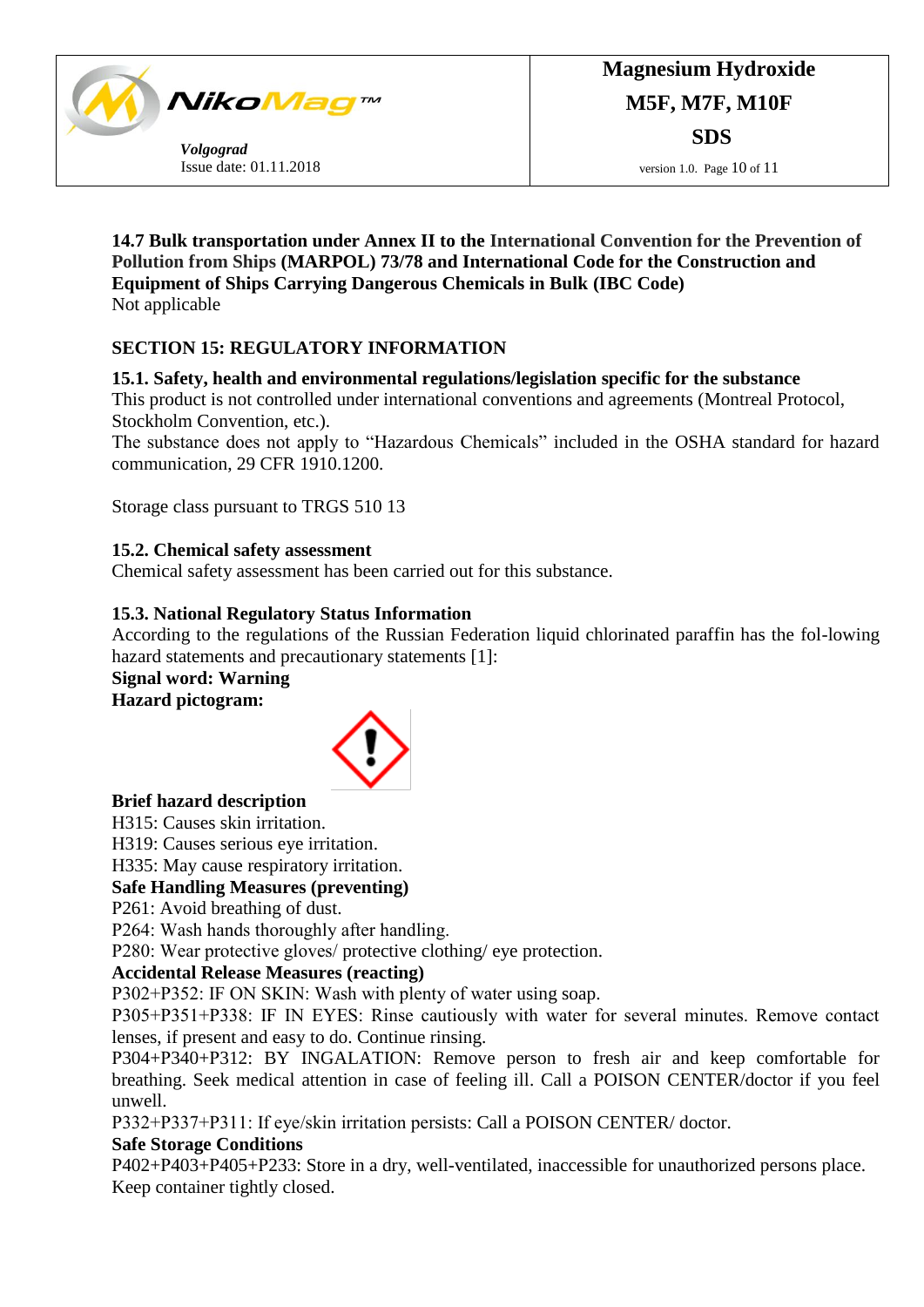**14.7 Bulk transportation under Annex II to the International Convention for the Prevention of Pollution from Ships (MARPOL) 73/78 and International Code for the Construction and Equipment of Ships Carrying Dangerous Chemicals in Bulk (IBC Code)**
Not applicable

## SECTION 15: REGULATORY INFORMATION

### 15.1. Safety, health and environmental regulations/legislation specific for the substance

This product is not controlled under international conventions and agreements (Montreal Protocol, Stockholm Convention, etc.).
The substance does not apply to "Hazardous Chemicals" included in the OSHA standard for hazard communication, 29 CFR 1910.1200.

Storage class pursuant to TRGS 510 13

### 15.2. Chemical safety assessment

Chemical safety assessment has been carried out for this substance.

### 15.3. National Regulatory Status Information

According to the regulations of the Russian Federation liquid chlorinated paraffin has the fol-lowing hazard statements and precautionary statements [1]:

**Signal word: Warning**

**Hazard pictogram:**

**Brief hazard description**

H315: Causes skin irritation.
H319: Causes serious eye irritation.
H335: May cause respiratory irritation.

**Safe Handling Measures (preventing)**

P261: Avoid breathing of dust.
P264: Wash hands thoroughly after handling.
P280: Wear protective gloves/ protective clothing/ eye protection.

**Accidental Release Measures (reacting)**

P302+P352: IF ON SKIN: Wash with plenty of water using soap.
P305+P351+P338: IF IN EYES: Rinse cautiously with water for several minutes. Remove contact lenses, if present and easy to do. Continue rinsing.
P304+P340+P312: BY INGALATION: Remove person to fresh air and keep comfortable for breathing. Seek medical attention in case of feeling ill. Call a POISON CENTER/doctor if you feel unwell.
P332+P337+P311: If eye/skin irritation persists: Call a POISON CENTER/ doctor.

**Safe Storage Conditions**

P402+P403+P405+P233: Store in a dry, well-ventilated, inaccessible for unauthorized persons place. Keep container tightly closed.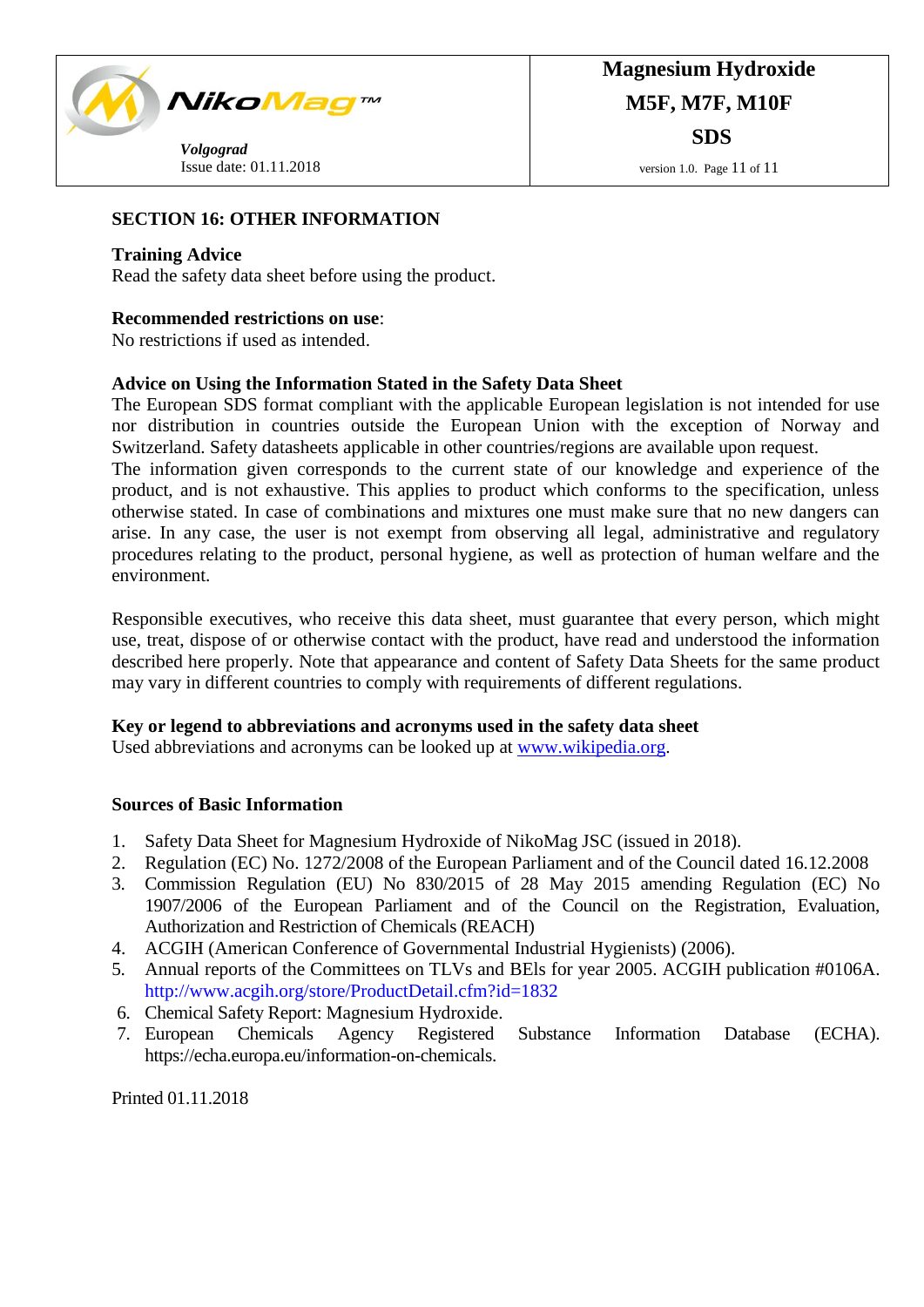## SECTION 16: OTHER INFORMATION

**Training Advice**
Read the safety data sheet before using the product.

**Recommended restrictions on use**:
No restrictions if used as intended.

**Advice on Using the Information Stated in the Safety Data Sheet**
The European SDS format compliant with the applicable European legislation is not intended for use nor distribution in countries outside the European Union with the exception of Norway and Switzerland. Safety datasheets applicable in other countries/regions are available upon request.
The information given corresponds to the current state of our knowledge and experience of the product, and is not exhaustive. This applies to product which conforms to the specification, unless otherwise stated. In case of combinations and mixtures one must make sure that no new dangers can arise. In any case, the user is not exempt from observing all legal, administrative and regulatory procedures relating to the product, personal hygiene, as well as protection of human welfare and the environment.

Responsible executives, who receive this data sheet, must guarantee that every person, which might use, treat, dispose of or otherwise contact with the product, have read and understood the information described here properly. Note that appearance and content of Safety Data Sheets for the same product may vary in different countries to comply with requirements of different regulations.

**Key or legend to abbreviations and acronyms used in the safety data sheet**
Used abbreviations and acronyms can be looked up at www.wikipedia.org.

**Sources of Basic Information**

1. Safety Data Sheet for Magnesium Hydroxide of NikoMag JSC (issued in 2018).
2. Regulation (EC) No. 1272/2008 of the European Parliament and of the Council dated 16.12.2008
3. Commission Regulation (EU) No 830/2015 of 28 May 2015 amending Regulation (EC) No 1907/2006 of the European Parliament and of the Council on the Registration, Evaluation, Authorization and Restriction of Chemicals (REACH)
4. ACGIH (American Conference of Governmental Industrial Hygienists) (2006).
5. Annual reports of the Committees on TLVs and BEIs for year 2005. ACGIH publication #0106A. http://www.acgih.org/store/ProductDetail.cfm?id=1832
6. Chemical Safety Report: Magnesium Hydroxide.
7. European Chemicals Agency Registered Substance Information Database (ECHA). https://echa.europa.eu/information-on-chemicals.

Printed 01.11.2018